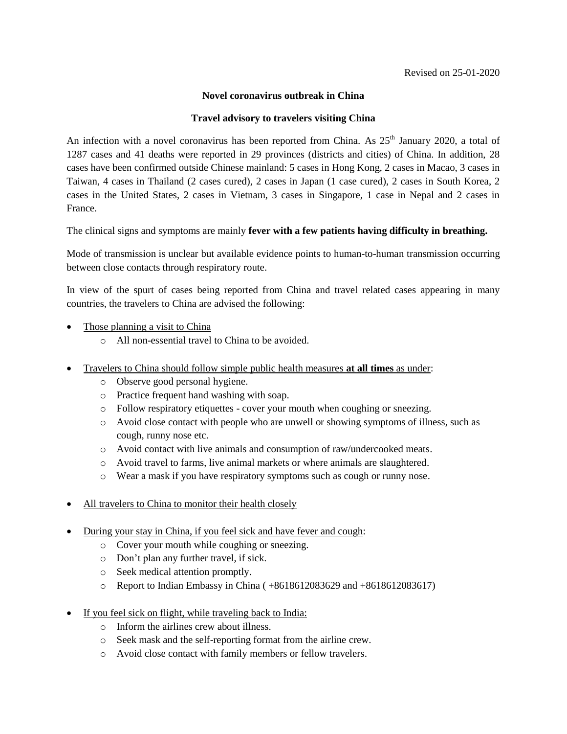Revised on 25-01-2020

**Novel coronavirus outbreak in China**

**Travel advisory to travelers visiting China**

An infection with a novel coronavirus has been reported from China. As 25th January 2020, a total of 1287 cases and 41 deaths were reported in 29 provinces (districts and cities) of China. In addition, 28 cases have been confirmed outside Chinese mainland: 5 cases in Hong Kong, 2 cases in Macao, 3 cases in Taiwan, 4 cases in Thailand (2 cases cured), 2 cases in Japan (1 case cured), 2 cases in South Korea, 2 cases in the United States, 2 cases in Vietnam, 3 cases in Singapore, 1 case in Nepal and 2 cases in France.

The clinical signs and symptoms are mainly **fever with a few patients having difficulty in breathing.**

Mode of transmission is unclear but available evidence points to human-to-human transmission occurring between close contacts through respiratory route.

In view of the spurt of cases being reported from China and travel related cases appearing in many countries, the travelers to China are advised the following:

- Those planning a visit to China
  - All non-essential travel to China to be avoided.
- Travelers to China should follow simple public health measures **at all times** as under:
  - Observe good personal hygiene.
  - Practice frequent hand washing with soap.
  - Follow respiratory etiquettes - cover your mouth when coughing or sneezing.
  - Avoid close contact with people who are unwell or showing symptoms of illness, such as cough, runny nose etc.
  - Avoid contact with live animals and consumption of raw/undercooked meats.
  - Avoid travel to farms, live animal markets or where animals are slaughtered.
  - Wear a mask if you have respiratory symptoms such as cough or runny nose.
- All travelers to China to monitor their health closely
- During your stay in China, if you feel sick and have fever and cough:
  - Cover your mouth while coughing or sneezing.
  - Don't plan any further travel, if sick.
  - Seek medical attention promptly.
  - Report to Indian Embassy in China ( +8618612083629 and +8618612083617)
- If you feel sick on flight, while traveling back to India:
  - Inform the airlines crew about illness.
  - Seek mask and the self-reporting format from the airline crew.
  - Avoid close contact with family members or fellow travelers.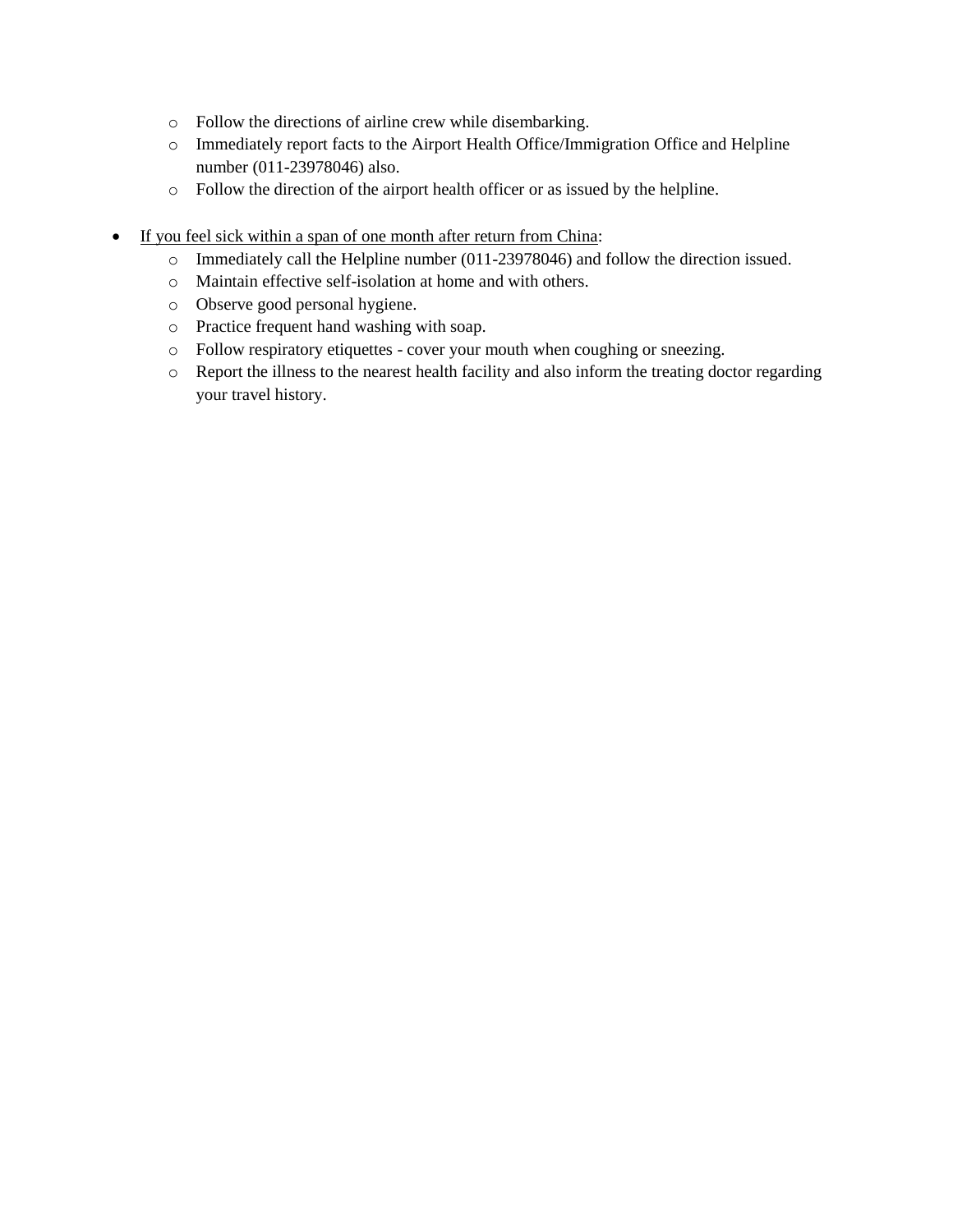- Follow the directions of airline crew while disembarking.
    - Immediately report facts to the Airport Health Office/Immigration Office and Helpline number (011-23978046) also.
    - Follow the direction of the airport health officer or as issued by the helpline.

- <u>If you feel sick within a span of one month after return from China</u>:
    - Immediately call the Helpline number (011-23978046) and follow the direction issued.
    - Maintain effective self-isolation at home and with others.
    - Observe good personal hygiene.
    - Practice frequent hand washing with soap.
    - Follow respiratory etiquettes - cover your mouth when coughing or sneezing.
    - Report the illness to the nearest health facility and also inform the treating doctor regarding your travel history.